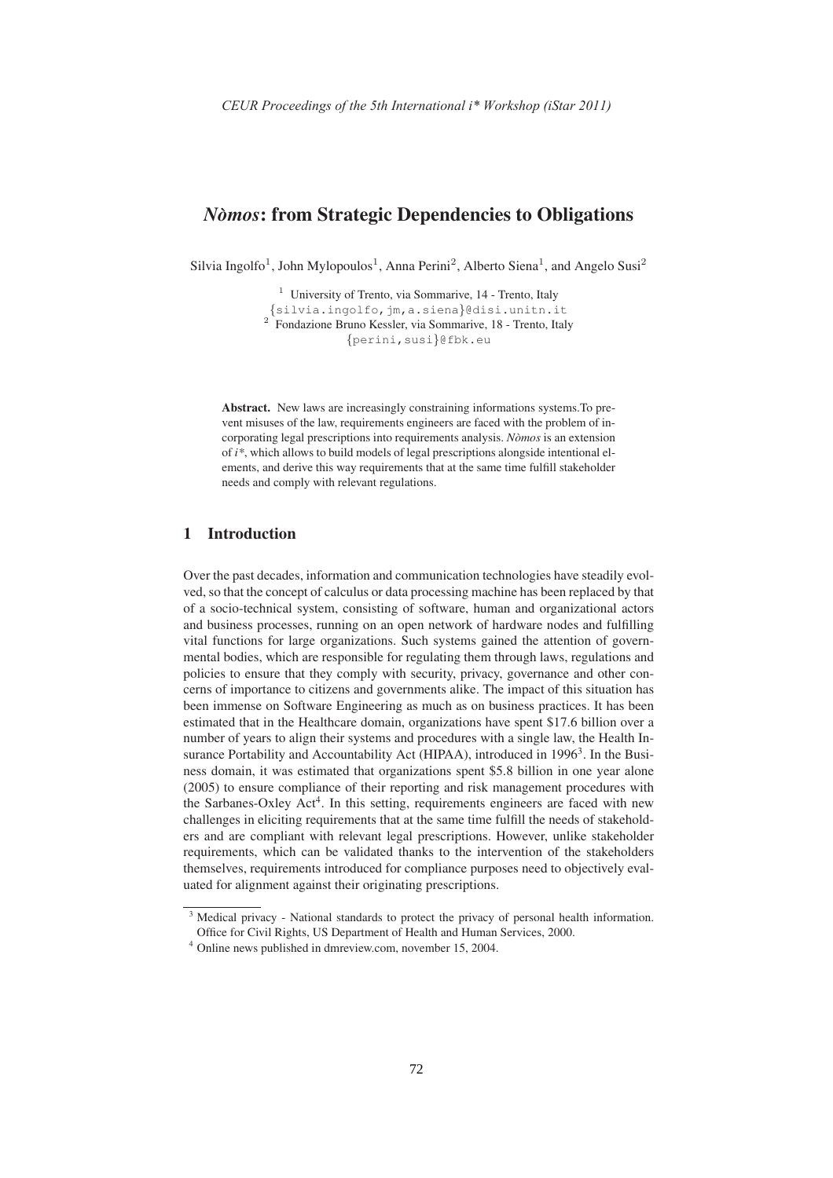# *Nòmos*: from Strategic Dependencies to Obligations

Silvia Ingolfo[1], John Mylopoulos[1], Anna Perini[2], Alberto Siena[1], and Angelo Susi[2]

[1] University of Trento, via Sommarive, 14 - Trento, Italy
{silvia.ingolfo,jm,a.siena}@disi.unitn.it
[2] Fondazione Bruno Kessler, via Sommarive, 18 - Trento, Italy
{perini,susi}@fbk.eu

**Abstract.** New laws are increasingly constraining informations systems.To prevent misuses of the law, requirements engineers are faced with the problem of incorporating legal prescriptions into requirements analysis. *Nòmos* is an extension of *i\**, which allows to build models of legal prescriptions alongside intentional elements, and derive this way requirements that at the same time fulfill stakeholder needs and comply with relevant regulations.

## 1 Introduction

Over the past decades, information and communication technologies have steadily evolved, so that the concept of calculus or data processing machine has been replaced by that of a socio-technical system, consisting of software, human and organizational actors and business processes, running on an open network of hardware nodes and fulfilling vital functions for large organizations. Such systems gained the attention of governmental bodies, which are responsible for regulating them through laws, regulations and policies to ensure that they comply with security, privacy, governance and other concerns of importance to citizens and governments alike. The impact of this situation has been immense on Software Engineering as much as on business practices. It has been estimated that in the Healthcare domain, organizations have spent \$17.6 billion over a number of years to align their systems and procedures with a single law, the Health Insurance Portability and Accountability Act (HIPAA), introduced in 1996[3]. In the Business domain, it was estimated that organizations spent \$5.8 billion in one year alone (2005) to ensure compliance of their reporting and risk management procedures with the Sarbanes-Oxley Act[4]. In this setting, requirements engineers are faced with new challenges in eliciting requirements that at the same time fulfill the needs of stakeholders and are compliant with relevant legal prescriptions. However, unlike stakeholder requirements, which can be validated thanks to the intervention of the stakeholders themselves, requirements introduced for compliance purposes need to objectively evaluated for alignment against their originating prescriptions.

[3] Medical privacy - National standards to protect the privacy of personal health information. Office for Civil Rights, US Department of Health and Human Services, 2000.

[4] Online news published in dmreview.com, november 15, 2004.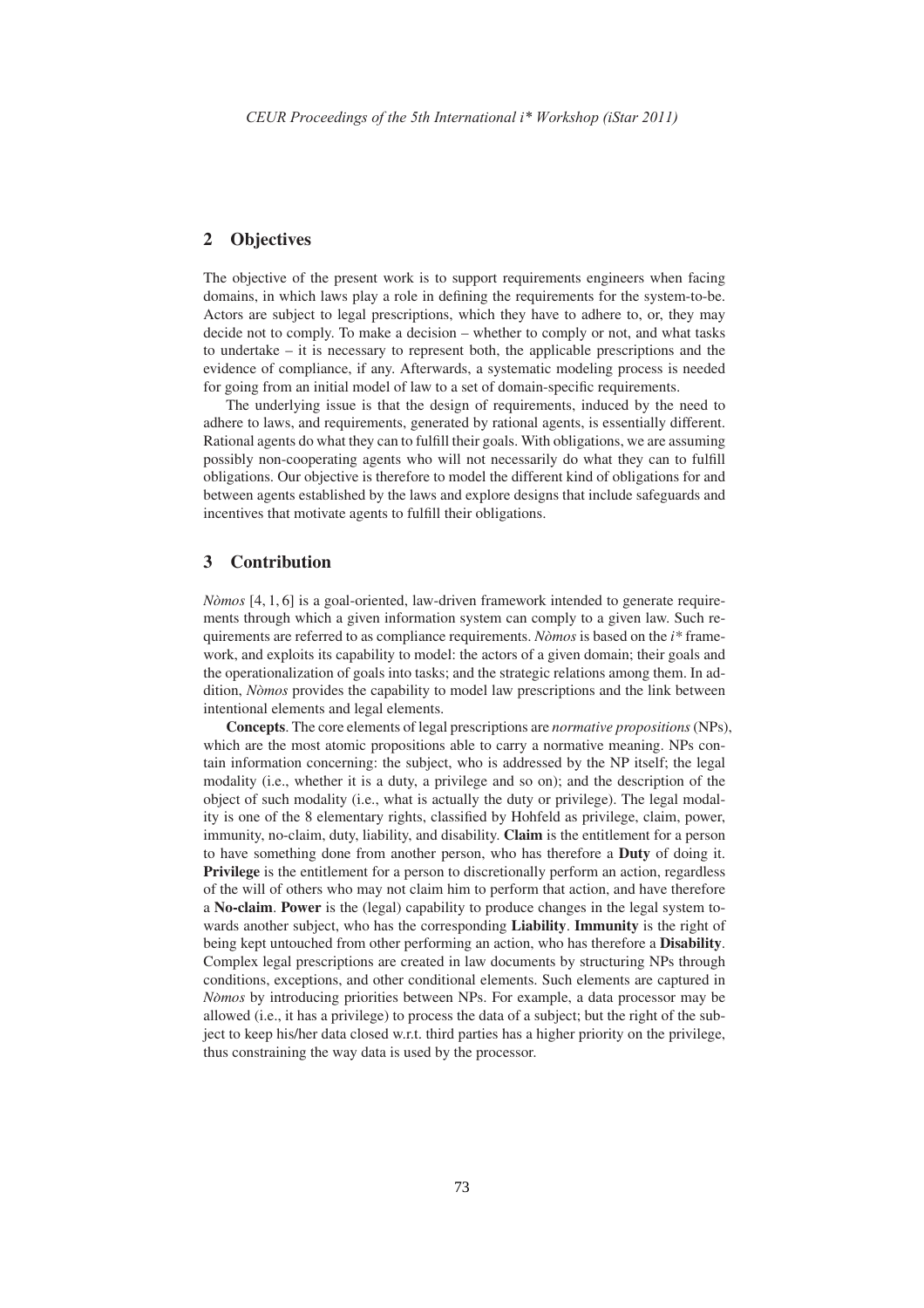## 2 Objectives

The objective of the present work is to support requirements engineers when facing domains, in which laws play a role in defining the requirements for the system-to-be. Actors are subject to legal prescriptions, which they have to adhere to, or, they may decide not to comply. To make a decision – whether to comply or not, and what tasks to undertake – it is necessary to represent both, the applicable prescriptions and the evidence of compliance, if any. Afterwards, a systematic modeling process is needed for going from an initial model of law to a set of domain-specific requirements.

The underlying issue is that the design of requirements, induced by the need to adhere to laws, and requirements, generated by rational agents, is essentially different. Rational agents do what they can to fulfill their goals. With obligations, we are assuming possibly non-cooperating agents who will not necessarily do what they can to fulfill obligations. Our objective is therefore to model the different kind of obligations for and between agents established by the laws and explore designs that include safeguards and incentives that motivate agents to fulfill their obligations.

## 3 Contribution

*Nòmos* [4, 1, 6] is a goal-oriented, law-driven framework intended to generate requirements through which a given information system can comply to a given law. Such requirements are referred to as compliance requirements. *Nòmos* is based on the *i\** framework, and exploits its capability to model: the actors of a given domain; their goals and the operationalization of goals into tasks; and the strategic relations among them. In addition, *Nòmos* provides the capability to model law prescriptions and the link between intentional elements and legal elements.

**Concepts**. The core elements of legal prescriptions are *normative propositions* (NPs), which are the most atomic propositions able to carry a normative meaning. NPs contain information concerning: the subject, who is addressed by the NP itself; the legal modality (i.e., whether it is a duty, a privilege and so on); and the description of the object of such modality (i.e., what is actually the duty or privilege). The legal modality is one of the 8 elementary rights, classified by Hohfeld as privilege, claim, power, immunity, no-claim, duty, liability, and disability. **Claim** is the entitlement for a person to have something done from another person, who has therefore a **Duty** of doing it. **Privilege** is the entitlement for a person to discretionally perform an action, regardless of the will of others who may not claim him to perform that action, and have therefore a **No-claim**. **Power** is the (legal) capability to produce changes in the legal system towards another subject, who has the corresponding **Liability**. **Immunity** is the right of being kept untouched from other performing an action, who has therefore a **Disability**. Complex legal prescriptions are created in law documents by structuring NPs through conditions, exceptions, and other conditional elements. Such elements are captured in *Nòmos* by introducing priorities between NPs. For example, a data processor may be allowed (i.e., it has a privilege) to process the data of a subject; but the right of the subject to keep his/her data closed w.r.t. third parties has a higher priority on the privilege, thus constraining the way data is used by the processor.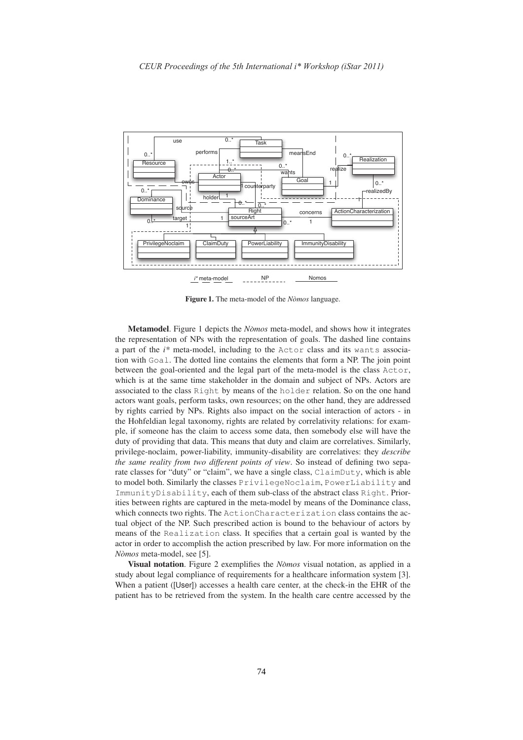Use
0..*
Task
performs
meansEnd
0..*
Resource
1..*
0..*
Realization
0..*
realize
wants
Actor
owns
Goal
1
0..*
1 counterparty
0..*
realizedBy
holder
1
Dominance
0..*
0..*
source
Right
ActionCharacterization
sourceArt
concerns
0..*
target
1
1
0..*
1
PrivilegeNoclaim
ClaimDuty
PowerLiability
ImmunityDisability
*i** meta-model
NP
Nomos

**Figure 1.** The meta-model of the *Nòmos* language.

**Metamodel**. Figure 1 depicts the *Nòmos* meta-model, and shows how it integrates the representation of NPs with the representation of goals. The dashed line contains a part of the *i** meta-model, including to the `Actor` class and its `wants` association with `Goal`. The dotted line contains the elements that form a NP. The join point between the goal-oriented and the legal part of the meta-model is the class `Actor`, which is at the same time stakeholder in the domain and subject of NPs. Actors are associated to the class `Right` by means of the `holder` relation. So on the one hand actors want goals, perform tasks, own resources; on the other hand, they are addressed by rights carried by NPs. Rights also impact on the social interaction of actors - in the Hohfeldian legal taxonomy, rights are related by correlativity relations: for example, if someone has the claim to access some data, then somebody else will have the duty of providing that data. This means that duty and claim are correlatives. Similarly, privilege-noclaim, power-liability, immunity-disability are correlatives: they *describe the same reality from two different points of view*. So instead of defining two separate classes for "duty" or "claim", we have a single class, `ClaimDuty`, which is able to model both. Similarly the classes `PrivilegeNoclaim`, `PowerLiability` and `ImmunityDisability`, each of them sub-class of the abstract class `Right`. Priorities between rights are captured in the meta-model by means of the Dominance class, which connects two rights. The `ActionCharacterization` class contains the actual object of the NP. Such prescribed action is bound to the behaviour of actors by means of the `Realization` class. It specifies that a certain goal is wanted by the actor in order to accomplish the action prescribed by law. For more information on the *Nòmos* meta-model, see [5].

**Visual notation**. Figure 2 exemplifies the *Nòmos* visual notation, as applied in a study about legal compliance of requirements for a healthcare information system [3]. When a patient ([User]) accesses a health care center, at the check-in the EHR of the patient has to be retrieved from the system. In the health care centre accessed by the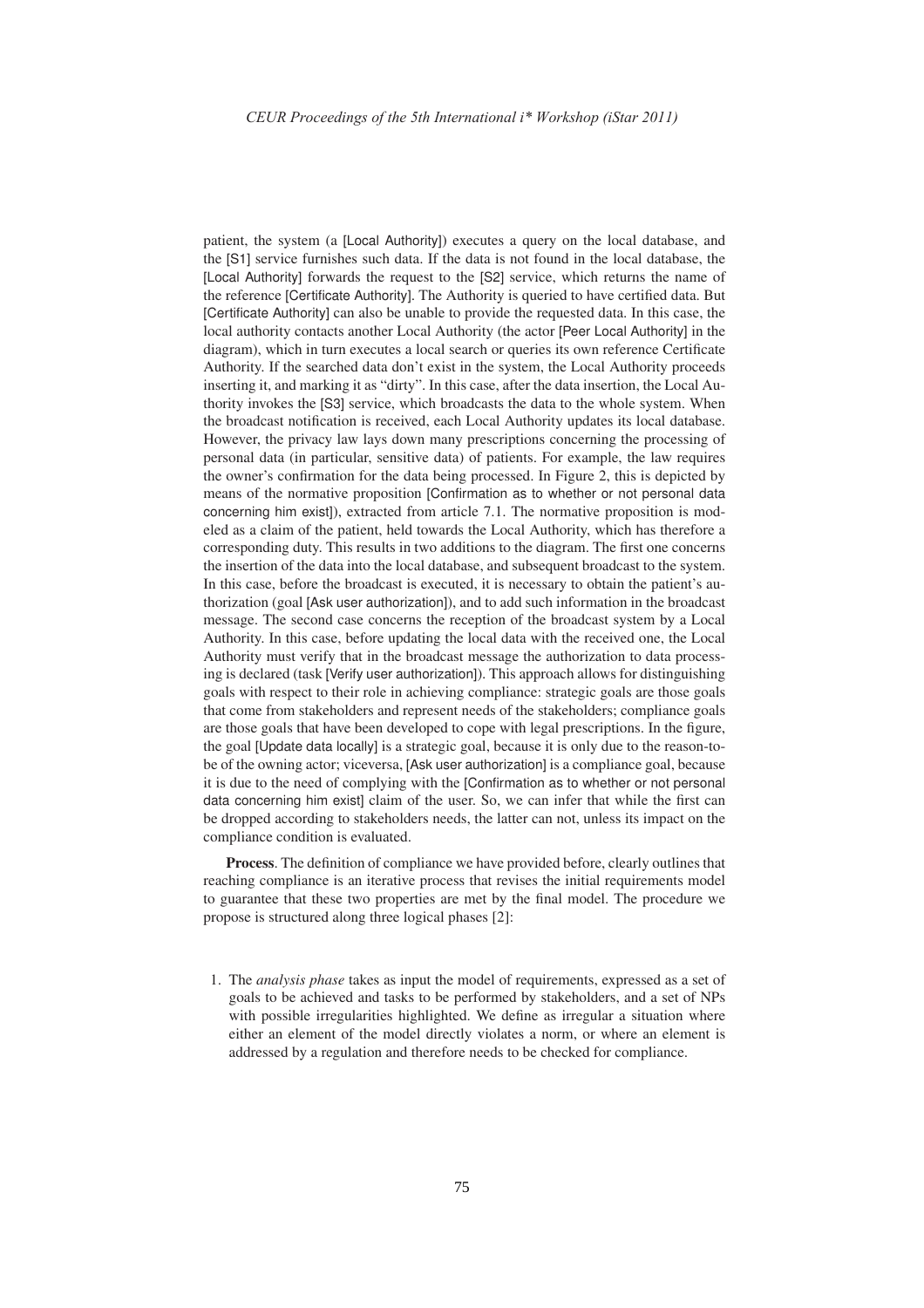patient, the system (a [Local Authority]) executes a query on the local database, and the [S1] service furnishes such data. If the data is not found in the local database, the [Local Authority] forwards the request to the [S2] service, which returns the name of the reference [Certificate Authority]. The Authority is queried to have certified data. But [Certificate Authority] can also be unable to provide the requested data. In this case, the local authority contacts another Local Authority (the actor [Peer Local Authority] in the diagram), which in turn executes a local search or queries its own reference Certificate Authority. If the searched data don't exist in the system, the Local Authority proceeds inserting it, and marking it as "dirty". In this case, after the data insertion, the Local Authority invokes the [S3] service, which broadcasts the data to the whole system. When the broadcast notification is received, each Local Authority updates its local database. However, the privacy law lays down many prescriptions concerning the processing of personal data (in particular, sensitive data) of patients. For example, the law requires the owner's confirmation for the data being processed. In Figure 2, this is depicted by means of the normative proposition [Confirmation as to whether or not personal data concerning him exist]), extracted from article 7.1. The normative proposition is modeled as a claim of the patient, held towards the Local Authority, which has therefore a corresponding duty. This results in two additions to the diagram. The first one concerns the insertion of the data into the local database, and subsequent broadcast to the system. In this case, before the broadcast is executed, it is necessary to obtain the patient's authorization (goal [Ask user authorization]), and to add such information in the broadcast message. The second case concerns the reception of the broadcast system by a Local Authority. In this case, before updating the local data with the received one, the Local Authority must verify that in the broadcast message the authorization to data processing is declared (task [Verify user authorization]). This approach allows for distinguishing goals with respect to their role in achieving compliance: strategic goals are those goals that come from stakeholders and represent needs of the stakeholders; compliance goals are those goals that have been developed to cope with legal prescriptions. In the figure, the goal [Update data locally] is a strategic goal, because it is only due to the reason-to-be of the owning actor; viceversa, [Ask user authorization] is a compliance goal, because it is due to the need of complying with the [Confirmation as to whether or not personal data concerning him exist] claim of the user. So, we can infer that while the first can be dropped according to stakeholders needs, the latter can not, unless its impact on the compliance condition is evaluated.

**Process**. The definition of compliance we have provided before, clearly outlines that reaching compliance is an iterative process that revises the initial requirements model to guarantee that these two properties are met by the final model. The procedure we propose is structured along three logical phases [2]:

1. The *analysis phase* takes as input the model of requirements, expressed as a set of goals to be achieved and tasks to be performed by stakeholders, and a set of NPs with possible irregularities highlighted. We define as irregular a situation where either an element of the model directly violates a norm, or where an element is addressed by a regulation and therefore needs to be checked for compliance.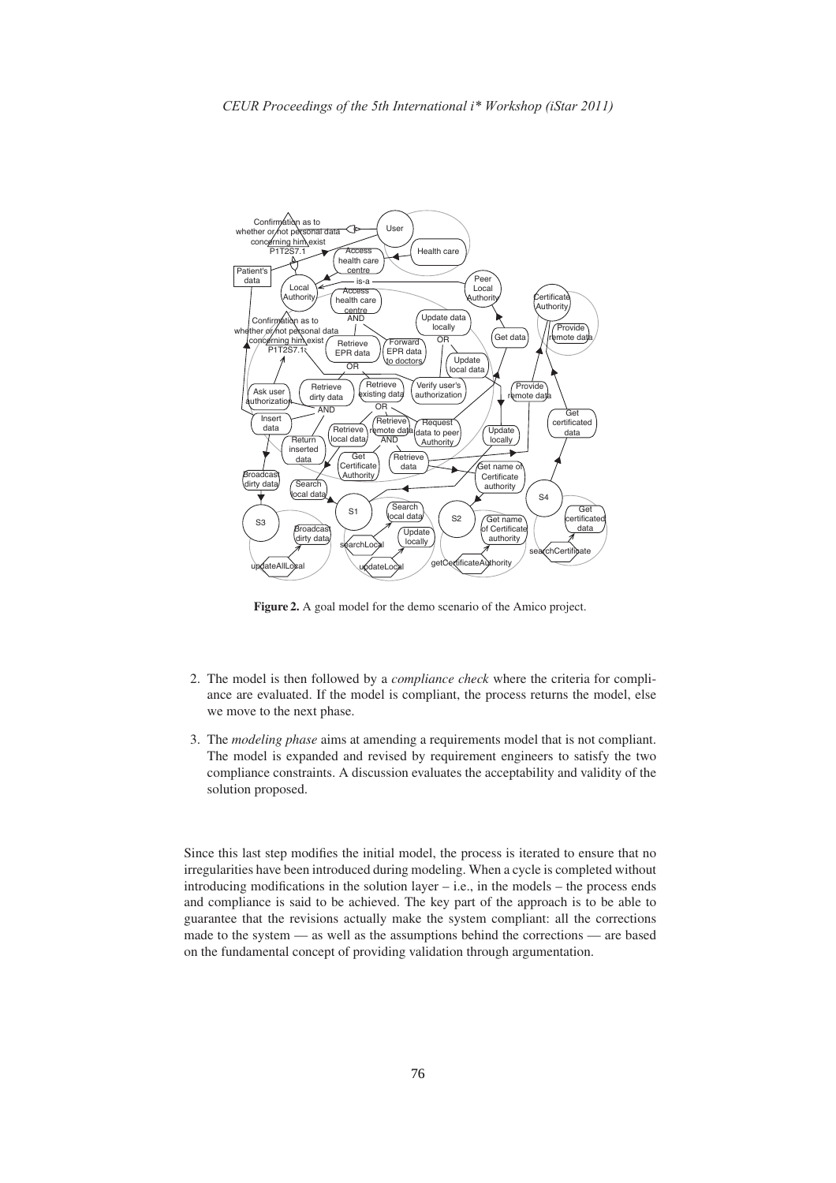**Figure 2.** A goal model for the demo scenario of the Amico project.

2. The model is then followed by a *compliance check* where the criteria for compliance are evaluated. If the model is compliant, the process returns the model, else we move to the next phase.
3. The *modeling phase* aims at amending a requirements model that is not compliant. The model is expanded and revised by requirement engineers to satisfy the two compliance constraints. A discussion evaluates the acceptability and validity of the solution proposed.

Since this last step modifies the initial model, the process is iterated to ensure that no irregularities have been introduced during modeling. When a cycle is completed without introducing modifications in the solution layer – i.e., in the models – the process ends and compliance is said to be achieved. The key part of the approach is to be able to guarantee that the revisions actually make the system compliant: all the corrections made to the system — as well as the assumptions behind the corrections — are based on the fundamental concept of providing validation through argumentation.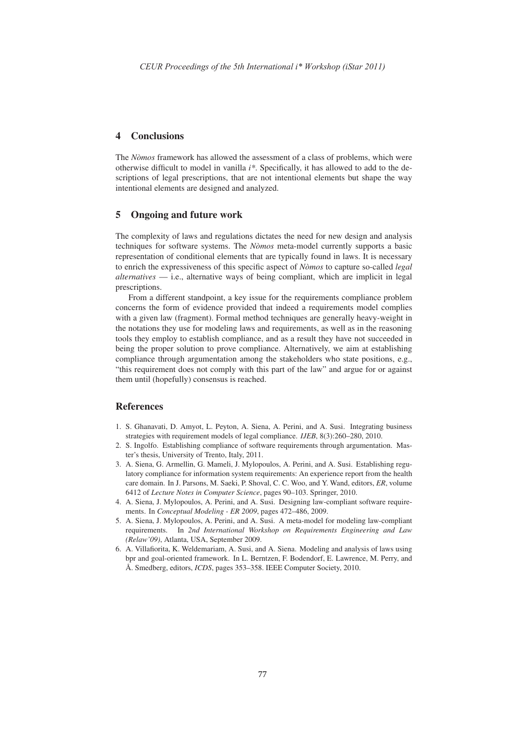## 4 Conclusions

The *Nòmos* framework has allowed the assessment of a class of problems, which were otherwise difficult to model in vanilla *i\**. Specifically, it has allowed to add to the descriptions of legal prescriptions, that are not intentional elements but shape the way intentional elements are designed and analyzed.

## 5 Ongoing and future work

The complexity of laws and regulations dictates the need for new design and analysis techniques for software systems. The *Nòmos* meta-model currently supports a basic representation of conditional elements that are typically found in laws. It is necessary to enrich the expressiveness of this specific aspect of *Nòmos* to capture so-called *legal alternatives* — i.e., alternative ways of being compliant, which are implicit in legal prescriptions.

From a different standpoint, a key issue for the requirements compliance problem concerns the form of evidence provided that indeed a requirements model complies with a given law (fragment). Formal method techniques are generally heavy-weight in the notations they use for modeling laws and requirements, as well as in the reasoning tools they employ to establish compliance, and as a result they have not succeeded in being the proper solution to prove compliance. Alternatively, we aim at establishing compliance through argumentation among the stakeholders who state positions, e.g., "this requirement does not comply with this part of the law" and argue for or against them until (hopefully) consensus is reached.

## References

1. S. Ghanavati, D. Amyot, L. Peyton, A. Siena, A. Perini, and A. Susi. Integrating business strategies with requirement models of legal compliance. *IJEB*, 8(3):260–280, 2010.
2. S. Ingolfo. Establishing compliance of software requirements through argumentation. Master's thesis, University of Trento, Italy, 2011.
3. A. Siena, G. Armellin, G. Mameli, J. Mylopoulos, A. Perini, and A. Susi. Establishing regulatory compliance for information system requirements: An experience report from the health care domain. In J. Parsons, M. Saeki, P. Shoval, C. C. Woo, and Y. Wand, editors, *ER*, volume 6412 of *Lecture Notes in Computer Science*, pages 90–103. Springer, 2010.
4. A. Siena, J. Mylopoulos, A. Perini, and A. Susi. Designing law-compliant software requirements. In *Conceptual Modeling - ER 2009*, pages 472–486, 2009.
5. A. Siena, J. Mylopoulos, A. Perini, and A. Susi. A meta-model for modeling law-compliant requirements. In *2nd International Workshop on Requirements Engineering and Law (Relaw'09)*, Atlanta, USA, September 2009.
6. A. Villafiorita, K. Weldemariam, A. Susi, and A. Siena. Modeling and analysis of laws using bpr and goal-oriented framework. In L. Berntzen, F. Bodendorf, E. Lawrence, M. Perry, and Å. Smedberg, editors, *ICDS*, pages 353–358. IEEE Computer Society, 2010.